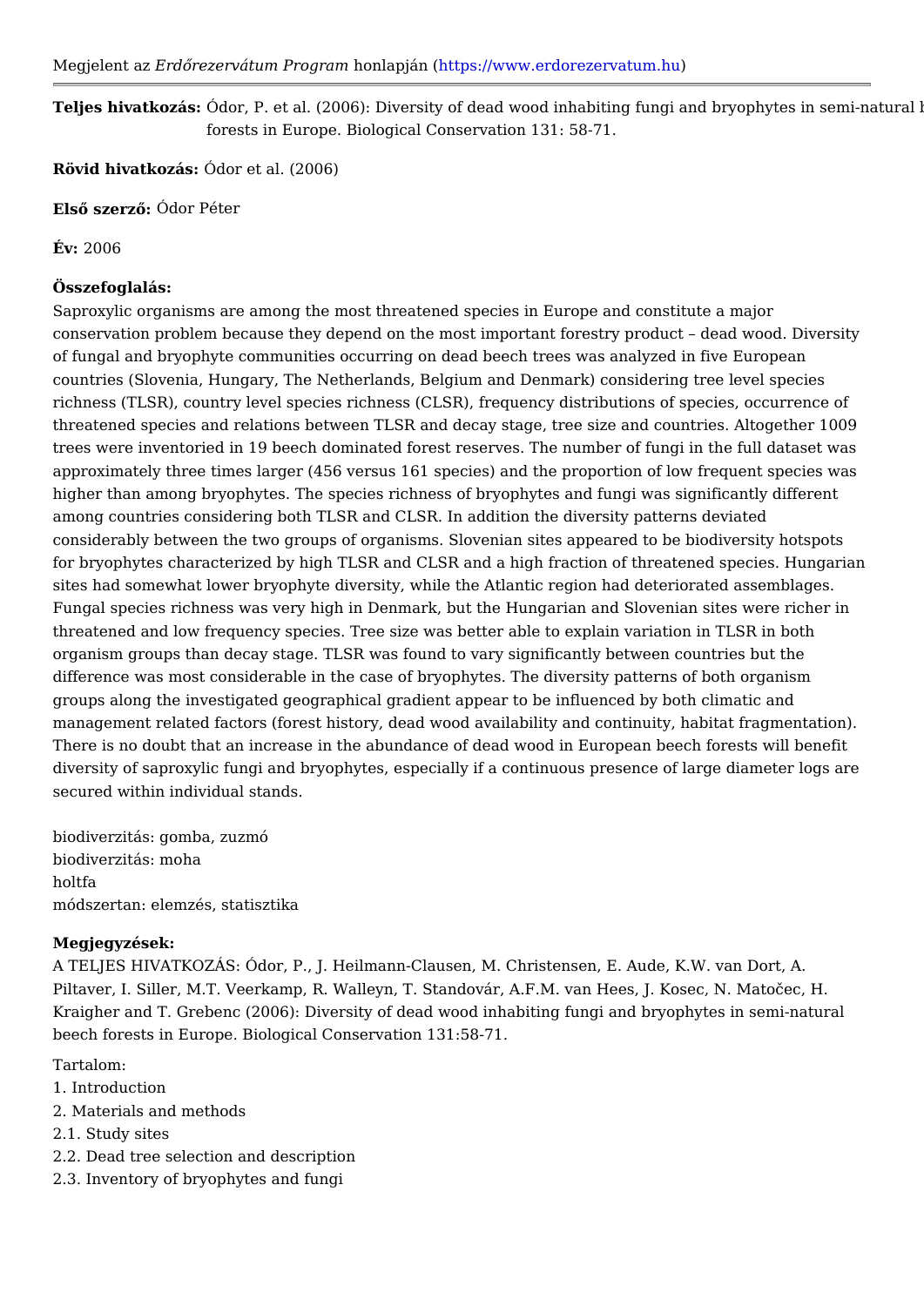Megjelent az *Erdőrezervátum Program* honlapján (https://www.erdorezervatum.hu)

---

**Teljes hivatkozás:** Ódor, P. et al. (2006): Diversity of dead wood inhabiting fungi and bryophytes in semi-natural beech forests in Europe. Biological Conservation 131: 58-71.

**Rövid hivatkozás:** Ódor et al. (2006)

**Első szerző:** Ódor Péter

**Év:** 2006

**Összefoglalás:**

Saproxylic organisms are among the most threatened species in Europe and constitute a major conservation problem because they depend on the most important forestry product – dead wood. Diversity of fungal and bryophyte communities occurring on dead beech trees was analyzed in five European countries (Slovenia, Hungary, The Netherlands, Belgium and Denmark) considering tree level species richness (TLSR), country level species richness (CLSR), frequency distributions of species, occurrence of threatened species and relations between TLSR and decay stage, tree size and countries. Altogether 1009 trees were inventoried in 19 beech dominated forest reserves. The number of fungi in the full dataset was approximately three times larger (456 versus 161 species) and the proportion of low frequent species was higher than among bryophytes. The species richness of bryophytes and fungi was significantly different among countries considering both TLSR and CLSR. In addition the diversity patterns deviated considerably between the two groups of organisms. Slovenian sites appeared to be biodiversity hotspots for bryophytes characterized by high TLSR and CLSR and a high fraction of threatened species. Hungarian sites had somewhat lower bryophyte diversity, while the Atlantic region had deteriorated assemblages. Fungal species richness was very high in Denmark, but the Hungarian and Slovenian sites were richer in threatened and low frequency species. Tree size was better able to explain variation in TLSR in both organism groups than decay stage. TLSR was found to vary significantly between countries but the difference was most considerable in the case of bryophytes. The diversity patterns of both organism groups along the investigated geographical gradient appear to be influenced by both climatic and management related factors (forest history, dead wood availability and continuity, habitat fragmentation). There is no doubt that an increase in the abundance of dead wood in European beech forests will benefit diversity of saproxylic fungi and bryophytes, especially if a continuous presence of large diameter logs are secured within individual stands.

biodiverzitás: gomba, zuzmó
biodiverzitás: moha
holtfa
módszertan: elemzés, statisztika

**Megjegyzések:**

A TELJES HIVATKOZÁS: Ódor, P., J. Heilmann-Clausen, M. Christensen, E. Aude, K.W. van Dort, A. Piltaver, I. Siller, M.T. Veerkamp, R. Walleyn, T. Standovár, A.F.M. van Hees, J. Kosec, N. Matočec, H. Kraigher and T. Grebenc (2006): Diversity of dead wood inhabiting fungi and bryophytes in semi-natural beech forests in Europe. Biological Conservation 131:58-71.

Tartalom:
1. Introduction
2. Materials and methods
2.1. Study sites
2.2. Dead tree selection and description
2.3. Inventory of bryophytes and fungi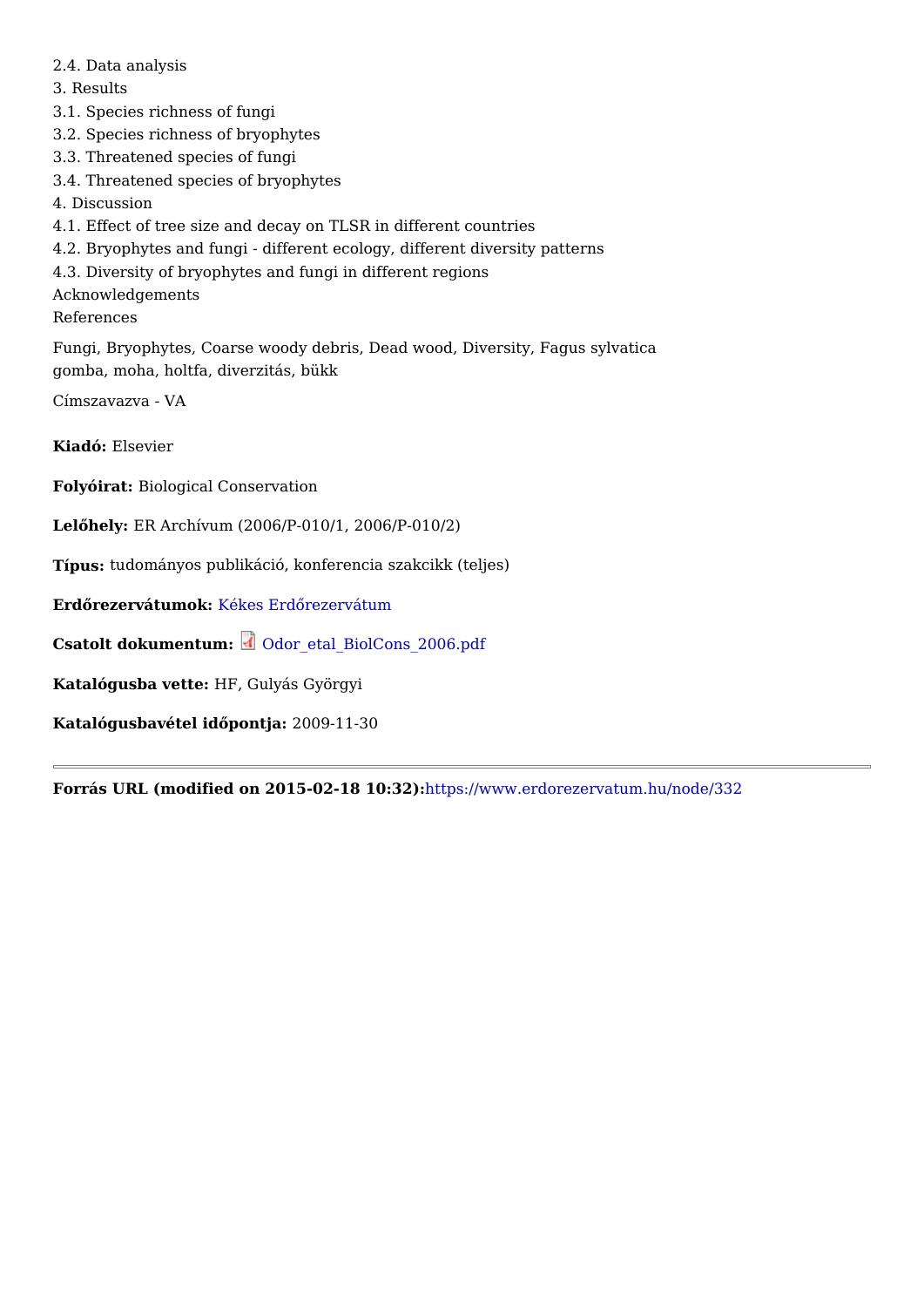2.4. Data analysis
3. Results
3.1. Species richness of fungi
3.2. Species richness of bryophytes
3.3. Threatened species of fungi
3.4. Threatened species of bryophytes
4. Discussion
4.1. Effect of tree size and decay on TLSR in different countries
4.2. Bryophytes and fungi - different ecology, different diversity patterns
4.3. Diversity of bryophytes and fungi in different regions
Acknowledgements
References

Fungi, Bryophytes, Coarse woody debris, Dead wood, Diversity, Fagus sylvatica
gomba, moha, holtfa, diverzitás, bükk

Címszavazva - VA

**Kiadó:** Elsevier

**Folyóirat:** Biological Conservation

**Lelőhely:** ER Archívum (2006/P-010/1, 2006/P-010/2)

**Típus:** tudományos publikáció, konferencia szakcikk (teljes)

**Erdőrezervátumok:** Kékes Erdőrezervátum

**Csatolt dokumentum:** Odor_etal_BiolCons_2006.pdf

**Katalógusba vette:** HF, Gulyás Györgyi

**Katalógusbavétel időpontja:** 2009-11-30

---

**Forrás URL (modified on 2015-02-18 10:32):** https://www.erdorezervatum.hu/node/332